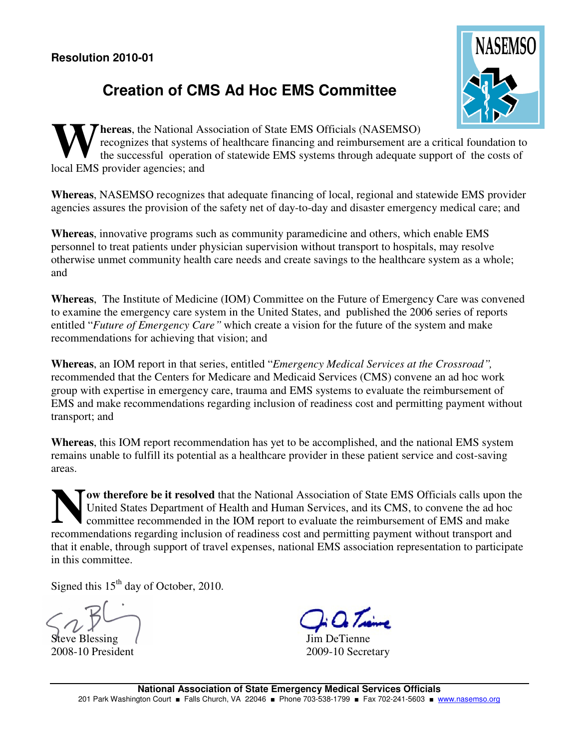**Resolution 2010-01**

# Creation of CMS Ad Hoc EMS Committee

**Whereas**, the National Association of State EMS Officials (NASEMSO) recognizes that systems of healthcare financing and reimbursement are a critical foundation to the successful operation of statewide EMS systems through adequate support of the costs of local EMS provider agencies; and

**Whereas**, NASEMSO recognizes that adequate financing of local, regional and statewide EMS provider agencies assures the provision of the safety net of day-to-day and disaster emergency medical care; and

**Whereas**, innovative programs such as community paramedicine and others, which enable EMS personnel to treat patients under physician supervision without transport to hospitals, may resolve otherwise unmet community health care needs and create savings to the healthcare system as a whole; and

**Whereas**, The Institute of Medicine (IOM) Committee on the Future of Emergency Care was convened to examine the emergency care system in the United States, and published the 2006 series of reports entitled "*Future of Emergency Care"* which create a vision for the future of the system and make recommendations for achieving that vision; and

**Whereas**, an IOM report in that series, entitled "*Emergency Medical Services at the Crossroad",* recommended that the Centers for Medicare and Medicaid Services (CMS) convene an ad hoc work group with expertise in emergency care, trauma and EMS systems to evaluate the reimbursement of EMS and make recommendations regarding inclusion of readiness cost and permitting payment without transport; and

**Whereas**, this IOM report recommendation has yet to be accomplished, and the national EMS system remains unable to fulfill its potential as a healthcare provider in these patient service and cost-saving areas.

**Now therefore be it resolved** that the National Association of State EMS Officials calls upon the United States Department of Health and Human Services, and its CMS, to convene the ad hoc committee recommended in the IOM report to evaluate the reimbursement of EMS and make recommendations regarding inclusion of readiness cost and permitting payment without transport and that it enable, through support of travel expenses, national EMS association representation to participate in this committee.

Signed this 15th day of October, 2010.

Steve Blessing
2008-10 President

Jim DeTienne
2009-10 Secretary

**National Association of State Emergency Medical Services Officials**
201 Park Washington Court ■ Falls Church, VA 22046 ■ Phone 703-538-1799 ■ Fax 702-241-5603 ■ www.nasemso.org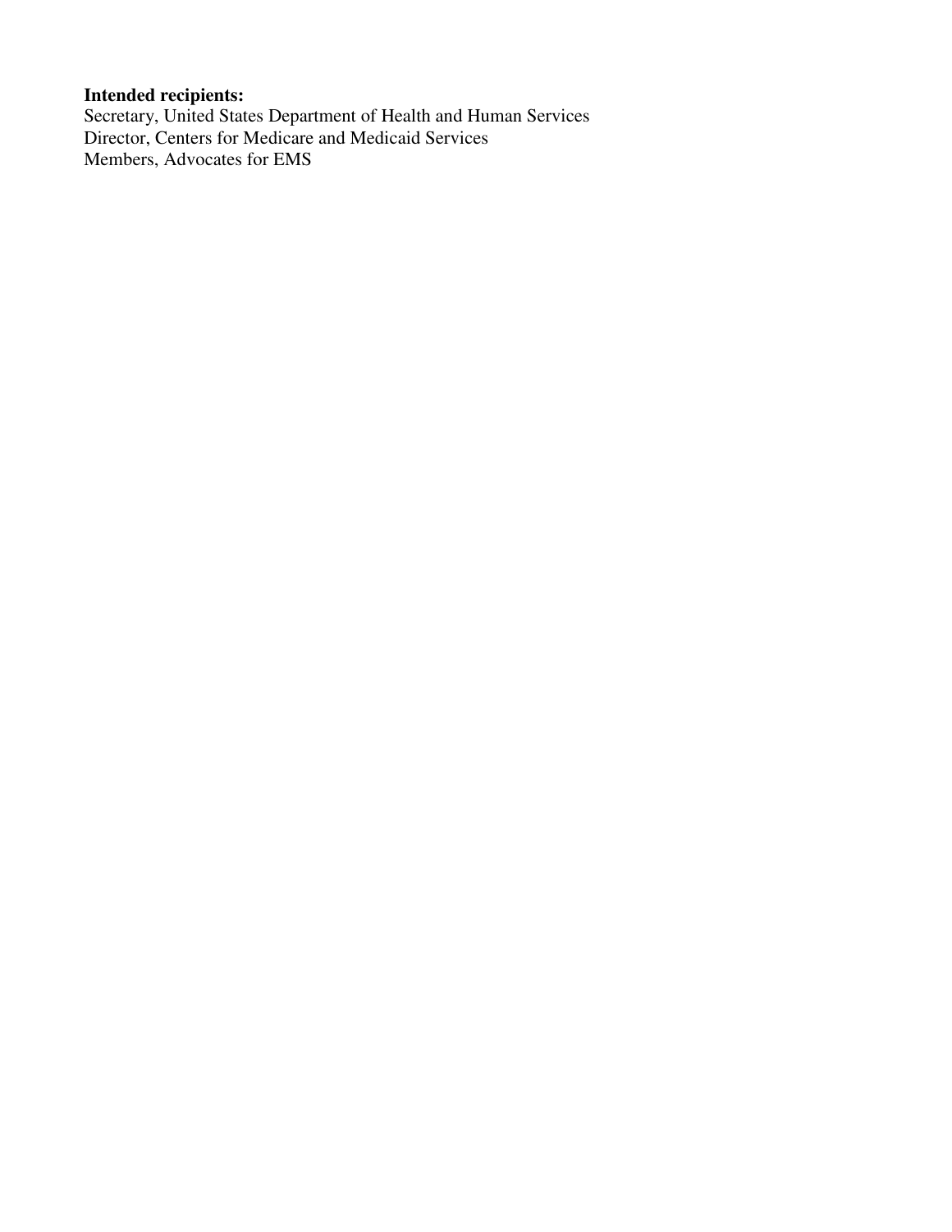**Intended recipients:**
Secretary, United States Department of Health and Human Services
Director, Centers for Medicare and Medicaid Services
Members, Advocates for EMS